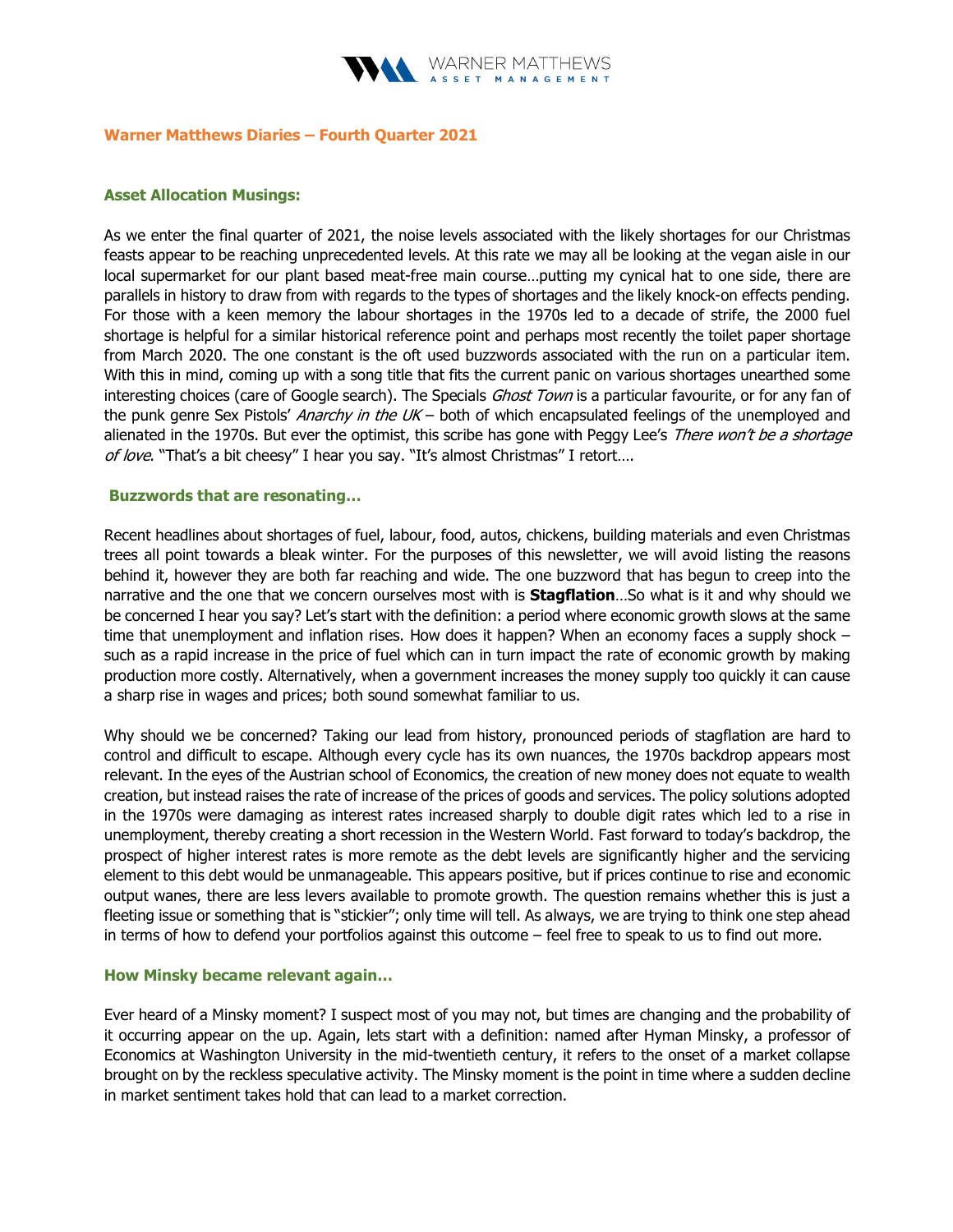WARNER MATTHEWS ASSET MANAGEMENT

## Warner Matthews Diaries – Fourth Quarter 2021

### Asset Allocation Musings:

As we enter the final quarter of 2021, the noise levels associated with the likely shortages for our Christmas feasts appear to be reaching unprecedented levels. At this rate we may all be looking at the vegan aisle in our local supermarket for our plant based meat-free main course…putting my cynical hat to one side, there are parallels in history to draw from with regards to the types of shortages and the likely knock-on effects pending. For those with a keen memory the labour shortages in the 1970s led to a decade of strife, the 2000 fuel shortage is helpful for a similar historical reference point and perhaps most recently the toilet paper shortage from March 2020. The one constant is the oft used buzzwords associated with the run on a particular item. With this in mind, coming up with a song title that fits the current panic on various shortages unearthed some interesting choices (care of Google search). The Specials *Ghost Town* is a particular favourite, or for any fan of the punk genre Sex Pistols' *Anarchy in the UK* – both of which encapsulated feelings of the unemployed and alienated in the 1970s. But ever the optimist, this scribe has gone with Peggy Lee's *There won't be a shortage of love*. "That's a bit cheesy" I hear you say. "It's almost Christmas" I retort….

### Buzzwords that are resonating…

Recent headlines about shortages of fuel, labour, food, autos, chickens, building materials and even Christmas trees all point towards a bleak winter. For the purposes of this newsletter, we will avoid listing the reasons behind it, however they are both far reaching and wide. The one buzzword that has begun to creep into the narrative and the one that we concern ourselves most with is **Stagflation**…So what is it and why should we be concerned I hear you say? Let's start with the definition: a period where economic growth slows at the same time that unemployment and inflation rises. How does it happen? When an economy faces a supply shock – such as a rapid increase in the price of fuel which can in turn impact the rate of economic growth by making production more costly. Alternatively, when a government increases the money supply too quickly it can cause a sharp rise in wages and prices; both sound somewhat familiar to us.

Why should we be concerned? Taking our lead from history, pronounced periods of stagflation are hard to control and difficult to escape. Although every cycle has its own nuances, the 1970s backdrop appears most relevant. In the eyes of the Austrian school of Economics, the creation of new money does not equate to wealth creation, but instead raises the rate of increase of the prices of goods and services. The policy solutions adopted in the 1970s were damaging as interest rates increased sharply to double digit rates which led to a rise in unemployment, thereby creating a short recession in the Western World. Fast forward to today's backdrop, the prospect of higher interest rates is more remote as the debt levels are significantly higher and the servicing element to this debt would be unmanageable. This appears positive, but if prices continue to rise and economic output wanes, there are less levers available to promote growth. The question remains whether this is just a fleeting issue or something that is "stickier"; only time will tell. As always, we are trying to think one step ahead in terms of how to defend your portfolios against this outcome – feel free to speak to us to find out more.

### How Minsky became relevant again…

Ever heard of a Minsky moment? I suspect most of you may not, but times are changing and the probability of it occurring appear on the up. Again, lets start with a definition: named after Hyman Minsky, a professor of Economics at Washington University in the mid-twentieth century, it refers to the onset of a market collapse brought on by the reckless speculative activity. The Minsky moment is the point in time where a sudden decline in market sentiment takes hold that can lead to a market correction.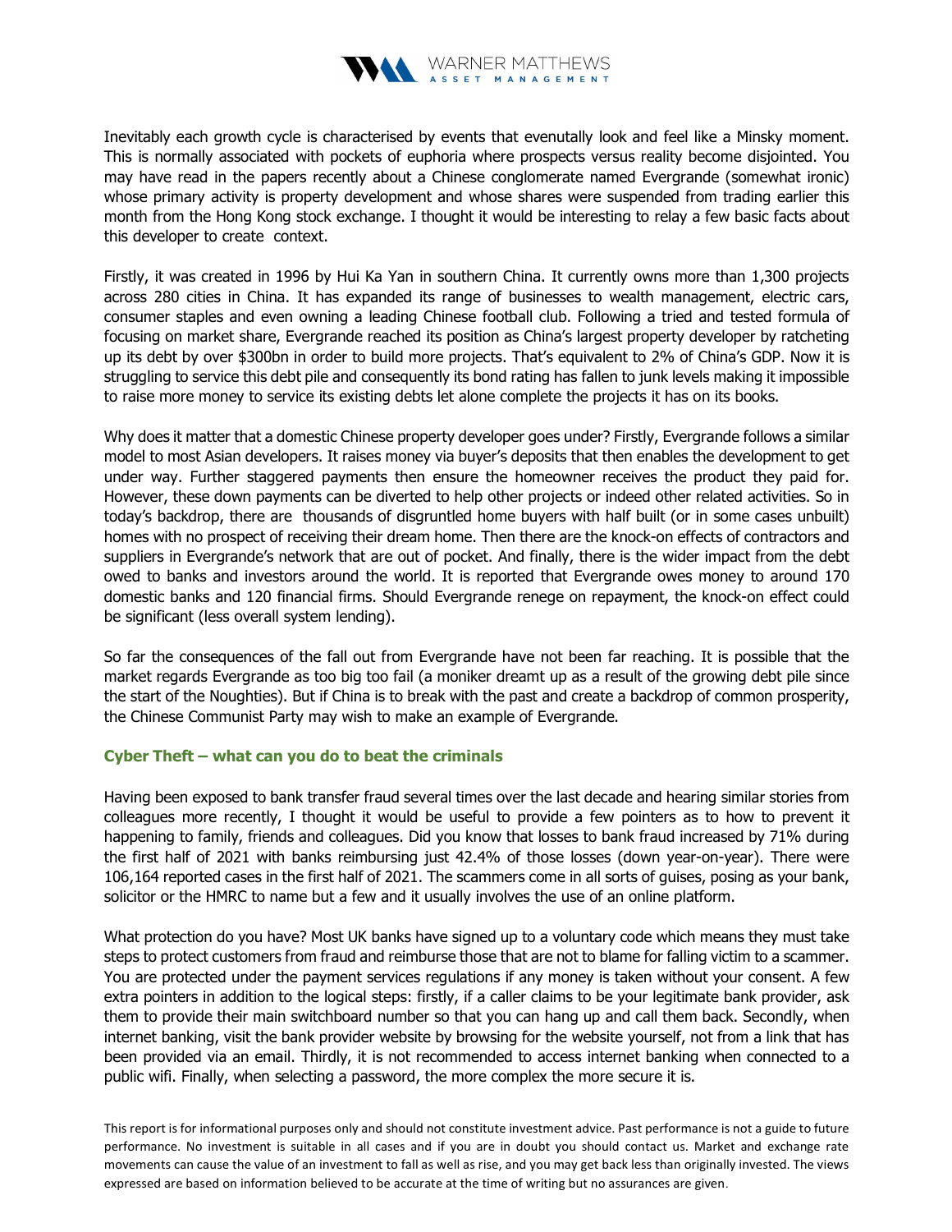Inevitably each growth cycle is characterised by events that evenutally look and feel like a Minsky moment. This is normally associated with pockets of euphoria where prospects versus reality become disjointed. You may have read in the papers recently about a Chinese conglomerate named Evergrande (somewhat ironic) whose primary activity is property development and whose shares were suspended from trading earlier this month from the Hong Kong stock exchange. I thought it would be interesting to relay a few basic facts about this developer to create context.

Firstly, it was created in 1996 by Hui Ka Yan in southern China. It currently owns more than 1,300 projects across 280 cities in China. It has expanded its range of businesses to wealth management, electric cars, consumer staples and even owning a leading Chinese football club. Following a tried and tested formula of focusing on market share, Evergrande reached its position as China's largest property developer by ratcheting up its debt by over $300bn in order to build more projects. That's equivalent to 2% of China's GDP. Now it is struggling to service this debt pile and consequently its bond rating has fallen to junk levels making it impossible to raise more money to service its existing debts let alone complete the projects it has on its books.

Why does it matter that a domestic Chinese property developer goes under? Firstly, Evergrande follows a similar model to most Asian developers. It raises money via buyer's deposits that then enables the development to get under way. Further staggered payments then ensure the homeowner receives the product they paid for. However, these down payments can be diverted to help other projects or indeed other related activities. So in today's backdrop, there are thousands of disgruntled home buyers with half built (or in some cases unbuilt) homes with no prospect of receiving their dream home. Then there are the knock-on effects of contractors and suppliers in Evergrande's network that are out of pocket. And finally, there is the wider impact from the debt owed to banks and investors around the world. It is reported that Evergrande owes money to around 170 domestic banks and 120 financial firms. Should Evergrande renege on repayment, the knock-on effect could be significant (less overall system lending).

So far the consequences of the fall out from Evergrande have not been far reaching. It is possible that the market regards Evergrande as too big too fail (a moniker dreamt up as a result of the growing debt pile since the start of the Noughties). But if China is to break with the past and create a backdrop of common prosperity, the Chinese Communist Party may wish to make an example of Evergrande.

### Cyber Theft – what can you do to beat the criminals

Having been exposed to bank transfer fraud several times over the last decade and hearing similar stories from colleagues more recently, I thought it would be useful to provide a few pointers as to how to prevent it happening to family, friends and colleagues. Did you know that losses to bank fraud increased by 71% during the first half of 2021 with banks reimbursing just 42.4% of those losses (down year-on-year). There were 106,164 reported cases in the first half of 2021. The scammers come in all sorts of guises, posing as your bank, solicitor or the HMRC to name but a few and it usually involves the use of an online platform.

What protection do you have? Most UK banks have signed up to a voluntary code which means they must take steps to protect customers from fraud and reimburse those that are not to blame for falling victim to a scammer. You are protected under the payment services regulations if any money is taken without your consent. A few extra pointers in addition to the logical steps: firstly, if a caller claims to be your legitimate bank provider, ask them to provide their main switchboard number so that you can hang up and call them back. Secondly, when internet banking, visit the bank provider website by browsing for the website yourself, not from a link that has been provided via an email. Thirdly, it is not recommended to access internet banking when connected to a public wifi. Finally, when selecting a password, the more complex the more secure it is.

This report is for informational purposes only and should not constitute investment advice. Past performance is not a guide to future performance. No investment is suitable in all cases and if you are in doubt you should contact us. Market and exchange rate movements can cause the value of an investment to fall as well as rise, and you may get back less than originally invested. The views expressed are based on information believed to be accurate at the time of writing but no assurances are given.